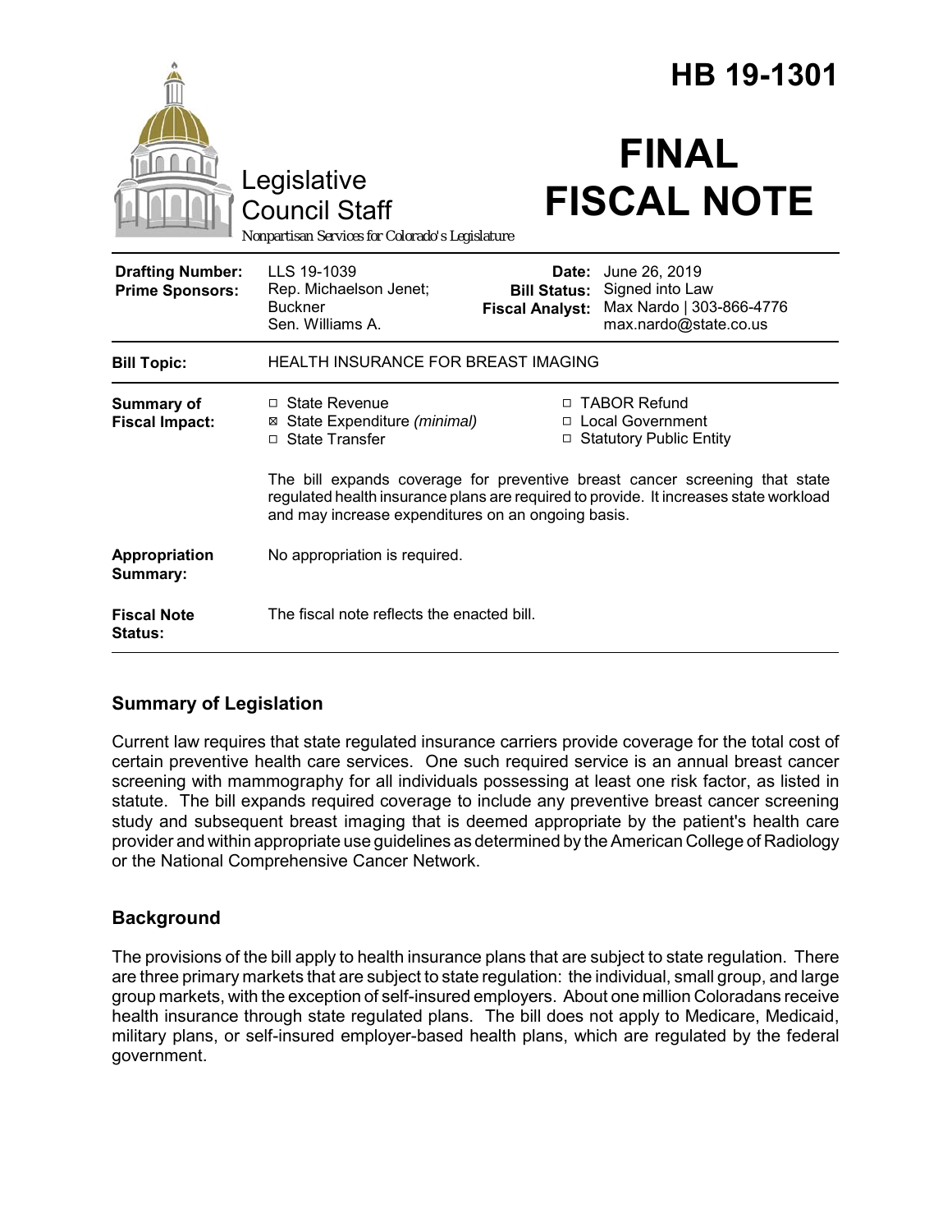# HB 19-1301

Legislative Council Staff

*Nonpartisan Services for Colorado's Legislature*

# FINAL FISCAL NOTE

| | | | |
|---|---|---|---|
| **Drafting Number:** | LLS 19-1039 | **Date:** | June 26, 2019 |
| **Prime Sponsors:** | Rep. Michaelson Jenet; Buckner<br>Sen. Williams A. | **Bill Status:** | Signed into Law |
| | | **Fiscal Analyst:** | Max Nardo \| 303-866-4776<br>max.nardo@state.co.us |

| | |
|---|---|
| **Bill Topic:** | HEALTH INSURANCE FOR BREAST IMAGING |
| **Summary of Fiscal Impact:** | ☐ State Revenue<br>☒ State Expenditure *(minimal)*<br>☐ State Transfer<br>☐ TABOR Refund<br>☐ Local Government<br>☐ Statutory Public Entity<br><br>The bill expands coverage for preventive breast cancer screening that state regulated health insurance plans are required to provide. It increases state workload and may increase expenditures on an ongoing basis. |
| **Appropriation Summary:** | No appropriation is required. |
| **Fiscal Note Status:** | The fiscal note reflects the enacted bill. |

## Summary of Legislation

Current law requires that state regulated insurance carriers provide coverage for the total cost of certain preventive health care services. One such required service is an annual breast cancer screening with mammography for all individuals possessing at least one risk factor, as listed in statute. The bill expands required coverage to include any preventive breast cancer screening study and subsequent breast imaging that is deemed appropriate by the patient's health care provider and within appropriate use guidelines as determined by the American College of Radiology or the National Comprehensive Cancer Network.

## Background

The provisions of the bill apply to health insurance plans that are subject to state regulation. There are three primary markets that are subject to state regulation: the individual, small group, and large group markets, with the exception of self-insured employers. About one million Coloradans receive health insurance through state regulated plans. The bill does not apply to Medicare, Medicaid, military plans, or self-insured employer-based health plans, which are regulated by the federal government.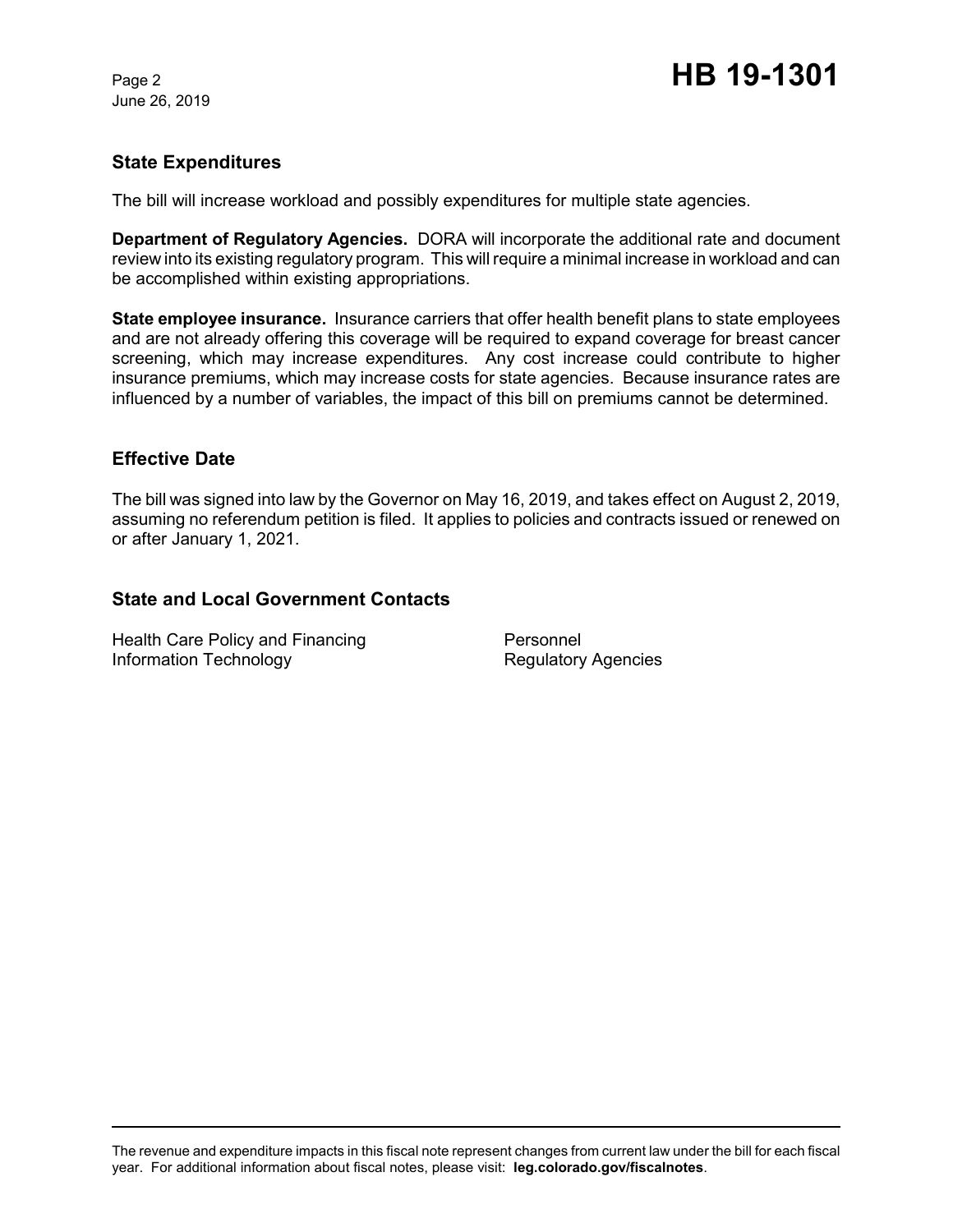## State Expenditures

The bill will increase workload and possibly expenditures for multiple state agencies.

**Department of Regulatory Agencies.** DORA will incorporate the additional rate and document review into its existing regulatory program. This will require a minimal increase in workload and can be accomplished within existing appropriations.

**State employee insurance.** Insurance carriers that offer health benefit plans to state employees and are not already offering this coverage will be required to expand coverage for breast cancer screening, which may increase expenditures. Any cost increase could contribute to higher insurance premiums, which may increase costs for state agencies. Because insurance rates are influenced by a number of variables, the impact of this bill on premiums cannot be determined.

## Effective Date

The bill was signed into law by the Governor on May 16, 2019, and takes effect on August 2, 2019, assuming no referendum petition is filed. It applies to policies and contracts issued or renewed on or after January 1, 2021.

## State and Local Government Contacts

Health Care Policy and Financing
Information Technology
Personnel
Regulatory Agencies

The revenue and expenditure impacts in this fiscal note represent changes from current law under the bill for each fiscal year. For additional information about fiscal notes, please visit: **leg.colorado.gov/fiscalnotes**.